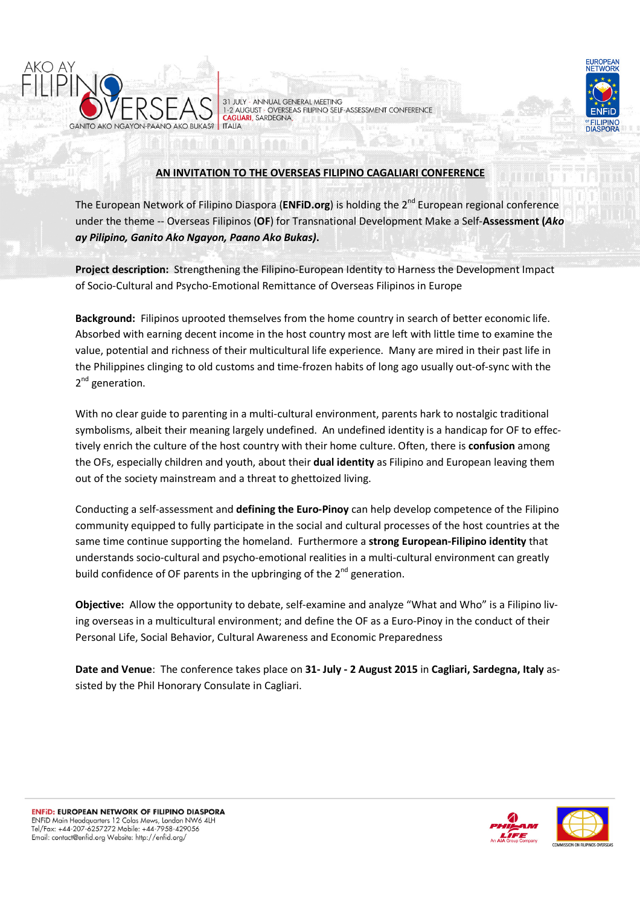AKO AY FILIPINO OVERSEAS

GANITO AKO NGAYON-PAANO AKO BUKAS?

31 JULY - ANNUAL GENERAL MEETING
1-2 AUGUST - OVERSEAS FILIPINO SELF-ASSESSMENT CONFERENCE
CAGLIARI, SARDEGNA,
ITALIA

EUROPEAN NETWORK ENFiD OF FILIPINO DIASPORA

## AN INVITATION TO THE OVERSEAS FILIPINO CAGALIARI CONFERENCE

The European Network of Filipino Diaspora (**ENFiD.org**) is holding the 2nd European regional conference under the theme -- Overseas Filipinos (**OF**) for Transnational Development Make a Self-**Assessment (*Ako ay Pilipino, Ganito Ako Ngayon, Paano Ako Bukas*).**

**Project description:** Strengthening the Filipino-European Identity to Harness the Development Impact of Socio-Cultural and Psycho-Emotional Remittance of Overseas Filipinos in Europe

**Background:** Filipinos uprooted themselves from the home country in search of better economic life. Absorbed with earning decent income in the host country most are left with little time to examine the value, potential and richness of their multicultural life experience. Many are mired in their past life in the Philippines clinging to old customs and time-frozen habits of long ago usually out-of-sync with the 2nd generation.

With no clear guide to parenting in a multi-cultural environment, parents hark to nostalgic traditional symbolisms, albeit their meaning largely undefined. An undefined identity is a handicap for OF to effectively enrich the culture of the host country with their home culture. Often, there is **confusion** among the OFs, especially children and youth, about their **dual identity** as Filipino and European leaving them out of the society mainstream and a threat to ghettoized living.

Conducting a self-assessment and **defining the Euro-Pinoy** can help develop competence of the Filipino community equipped to fully participate in the social and cultural processes of the host countries at the same time continue supporting the homeland. Furthermore a **strong European-Filipino identity** that understands socio-cultural and psycho-emotional realities in a multi-cultural environment can greatly build confidence of OF parents in the upbringing of the 2nd generation.

**Objective:** Allow the opportunity to debate, self-examine and analyze "What and Who" is a Filipino living overseas in a multicultural environment; and define the OF as a Euro-Pinoy in the conduct of their Personal Life, Social Behavior, Cultural Awareness and Economic Preparedness

**Date and Venue**: The conference takes place on **31- July - 2 August 2015** in **Cagliari, Sardegna, Italy** assisted by the Phil Honorary Consulate in Cagliari.

**ENFiD: EUROPEAN NETWORK OF FILIPINO DIASPORA**
ENFiD Main Headquarters 12 Colas Mews, London NW6 4LH
Tel/Fax: +44-207-6257272 Mobile: +44-7958-429056
Email: contact@enfid.org Website: http://enfid.org/

PHILAM LIFE An AIA Group Company

COMMISSION ON FILIPINOS OVERSEAS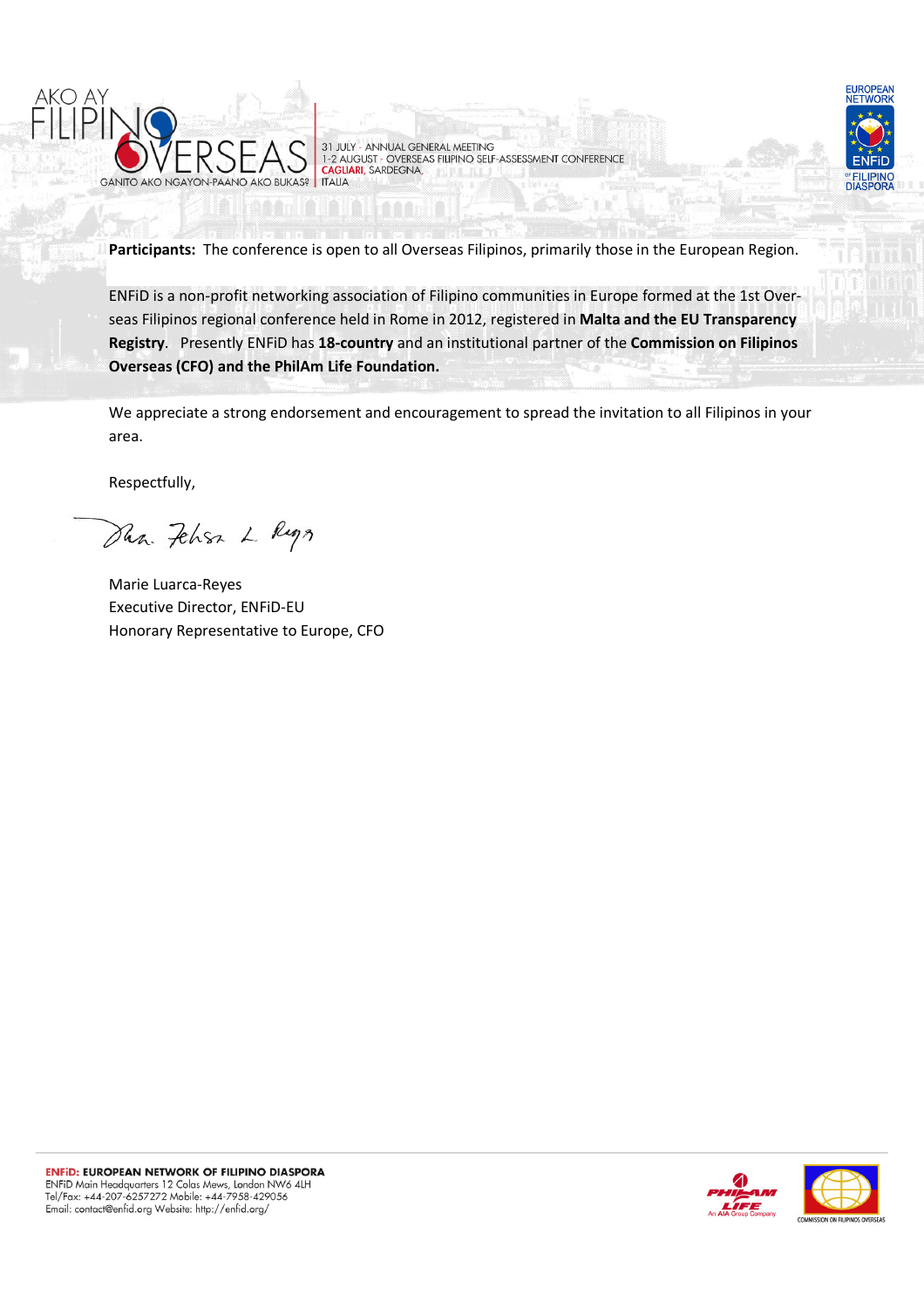**Participants:** The conference is open to all Overseas Filipinos, primarily those in the European Region.

ENFiD is a non-profit networking association of Filipino communities in Europe formed at the 1st Overseas Filipinos regional conference held in Rome in 2012, registered in **Malta and the EU Transparency Registry**. Presently ENFiD has **18-country** and an institutional partner of the **Commission on Filipinos Overseas (CFO) and the PhilAm Life Foundation.**

We appreciate a strong endorsement and encouragement to spread the invitation to all Filipinos in your area.

Respectfully,

Marie Luarca-Reyes
Executive Director, ENFiD-EU
Honorary Representative to Europe, CFO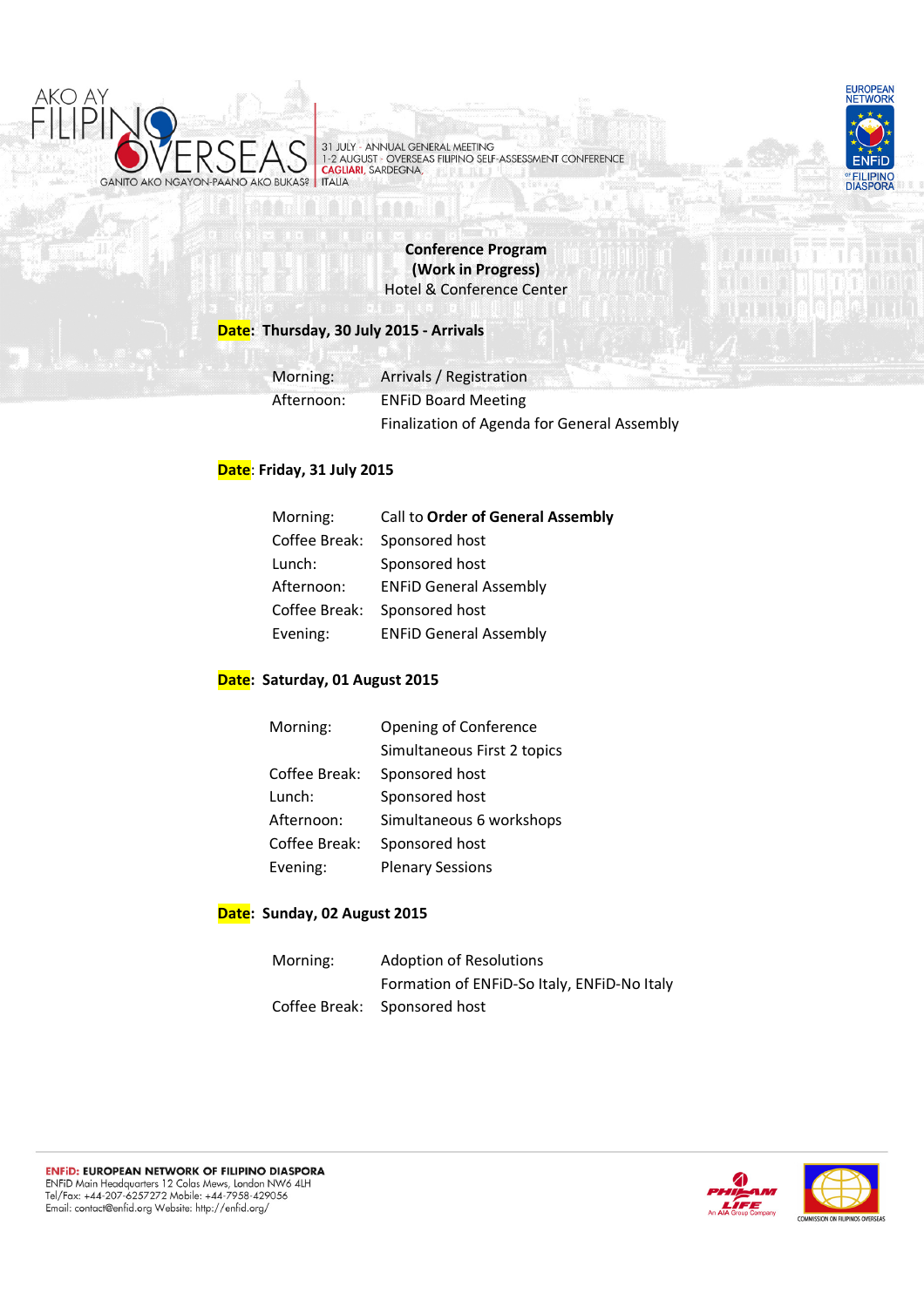AKO AY FILIPINO OVERSEAS

GANITO AKO NGAYON-PAANO AKO BUKAS?

31 JULY · ANNUAL GENERAL MEETING
1-2 AUGUST · OVERSEAS FILIPINO SELF-ASSESSMENT CONFERENCE
CAGLIARI, SARDEGNA,
ITALIA

EUROPEAN NETWORK ENFiD of FILIPINO DIASPORA

**Conference Program**
**(Work in Progress)**
Hotel & Conference Center

**Date: Thursday, 30 July 2015 - Arrivals**

| | |
|---|---|
| Morning: | Arrivals / Registration |
| Afternoon: | ENFiD Board Meeting |
| | Finalization of Agenda for General Assembly |

**Date: Friday, 31 July 2015**

| | |
|---|---|
| Morning: | Call to **Order of General Assembly** |
| Coffee Break: | Sponsored host |
| Lunch: | Sponsored host |
| Afternoon: | ENFiD General Assembly |
| Coffee Break: | Sponsored host |
| Evening: | ENFiD General Assembly |

**Date: Saturday, 01 August 2015**

| | |
|---|---|
| Morning: | Opening of Conference |
| | Simultaneous First 2 topics |
| Coffee Break: | Sponsored host |
| Lunch: | Sponsored host |
| Afternoon: | Simultaneous 6 workshops |
| Coffee Break: | Sponsored host |
| Evening: | Plenary Sessions |

**Date: Sunday, 02 August 2015**

| | |
|---|---|
| Morning: | Adoption of Resolutions |
| | Formation of ENFiD-So Italy, ENFiD-No Italy |
| Coffee Break: | Sponsored host |

**ENFiD: EUROPEAN NETWORK OF FILIPINO DIASPORA**
ENFiD Main Headquarters 12 Colas Mews, London NW6 4LH
Tel/Fax: +44-207-6257272 Mobile: +44-7958-429056
Email: contact@enfid.org Website: http://enfid.org/

PHILAM LIFE An AIA Group Company

COMMISSION ON FILIPINOS OVERSEAS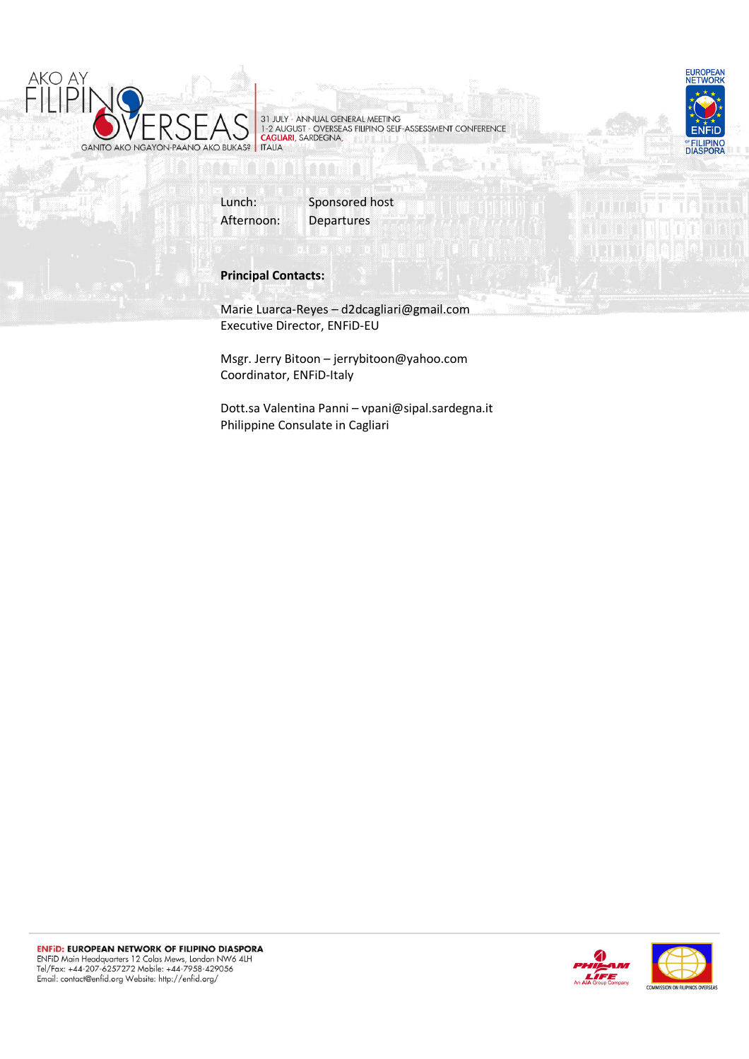| | |
|---|---|
| Lunch: | Sponsored host |
| Afternoon: | Departures |

**Principal Contacts:**

Marie Luarca-Reyes – d2dcagliari@gmail.com
Executive Director, ENFiD-EU

Msgr. Jerry Bitoon – jerrybitoon@yahoo.com
Coordinator, ENFiD-Italy

Dott.sa Valentina Panni – vpani@sipal.sardegna.it
Philippine Consulate in Cagliari